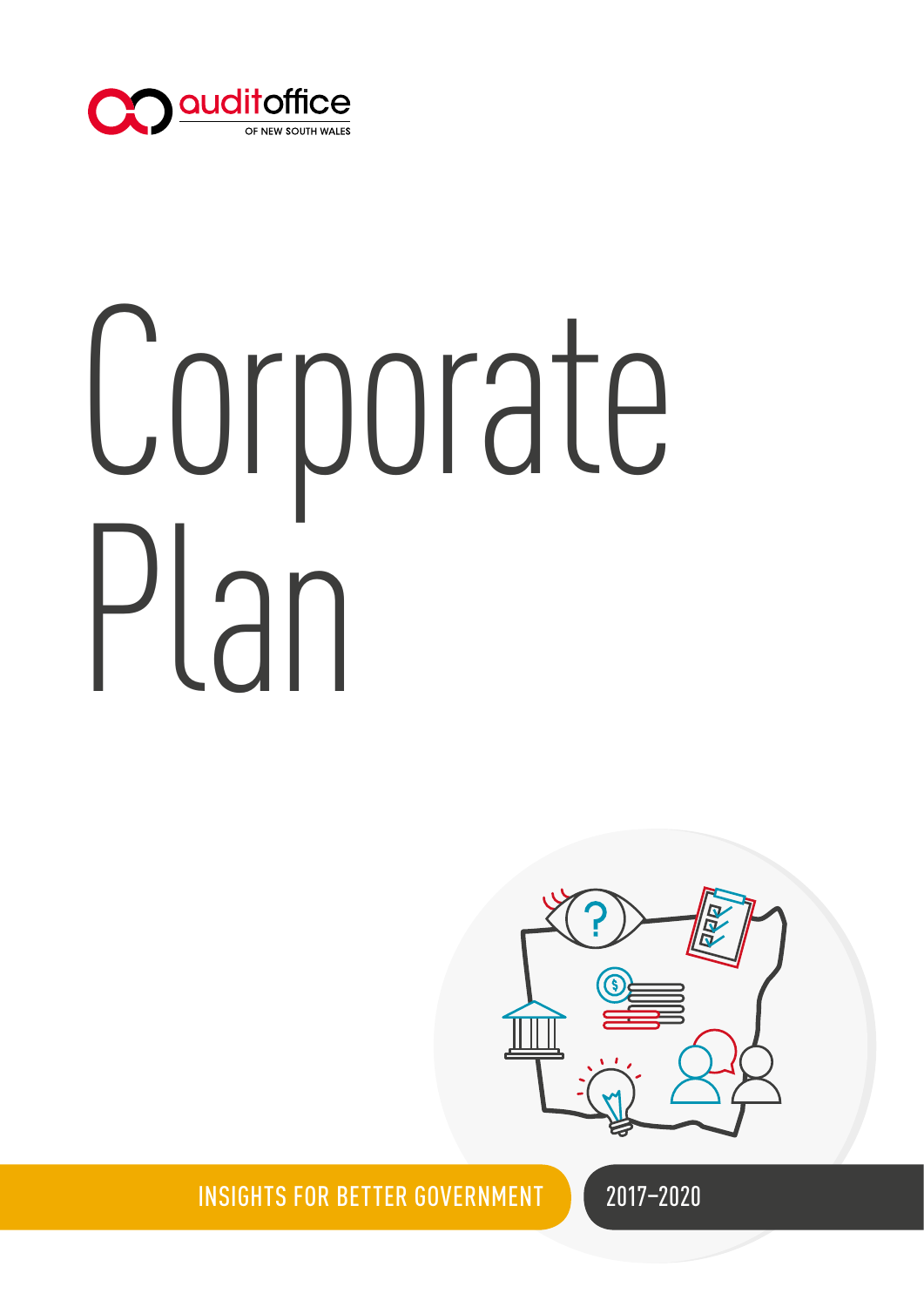audit office OF NEW SOUTH WALES

# Corporate Plan

INSIGHTS FOR BETTER GOVERNMENT

2017–2020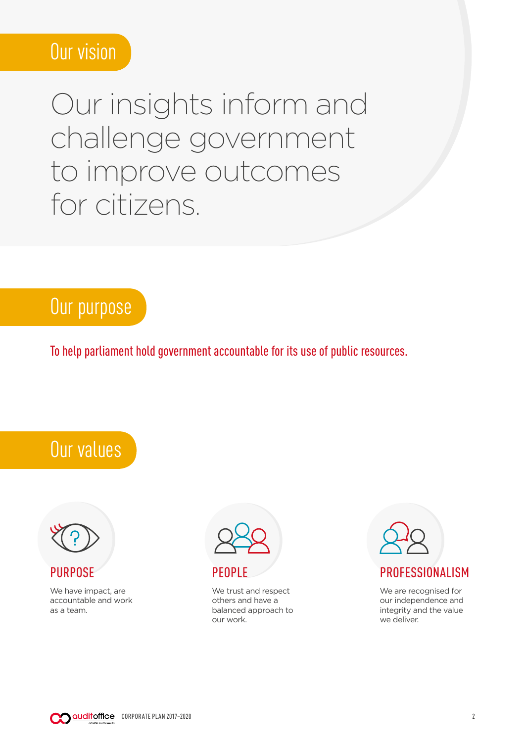## Our vision

# Our insights inform and challenge government to improve outcomes for citizens.

## Our purpose

To help parliament hold government accountable for its use of public resources.

## Our values

### PURPOSE

We have impact, are accountable and work as a team.

### PEOPLE

We trust and respect others and have a balanced approach to our work.

### PROFESSIONALISM

We are recognised for our independence and integrity and the value we deliver.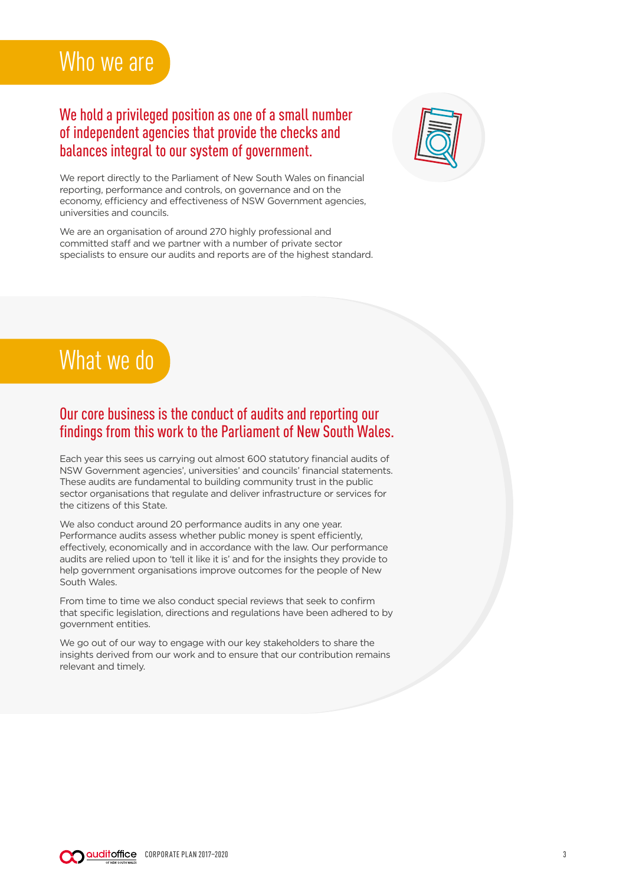# Who we are

## We hold a privileged position as one of a small number of independent agencies that provide the checks and balances integral to our system of government.

We report directly to the Parliament of New South Wales on financial reporting, performance and controls, on governance and on the economy, efficiency and effectiveness of NSW Government agencies, universities and councils.

We are an organisation of around 270 highly professional and committed staff and we partner with a number of private sector specialists to ensure our audits and reports are of the highest standard.

# What we do

## Our core business is the conduct of audits and reporting our findings from this work to the Parliament of New South Wales.

Each year this sees us carrying out almost 600 statutory financial audits of NSW Government agencies', universities' and councils' financial statements. These audits are fundamental to building community trust in the public sector organisations that regulate and deliver infrastructure or services for the citizens of this State.

We also conduct around 20 performance audits in any one year. Performance audits assess whether public money is spent efficiently, effectively, economically and in accordance with the law. Our performance audits are relied upon to 'tell it like it is' and for the insights they provide to help government organisations improve outcomes for the people of New South Wales.

From time to time we also conduct special reviews that seek to confirm that specific legislation, directions and regulations have been adhered to by government entities.

We go out of our way to engage with our key stakeholders to share the insights derived from our work and to ensure that our contribution remains relevant and timely.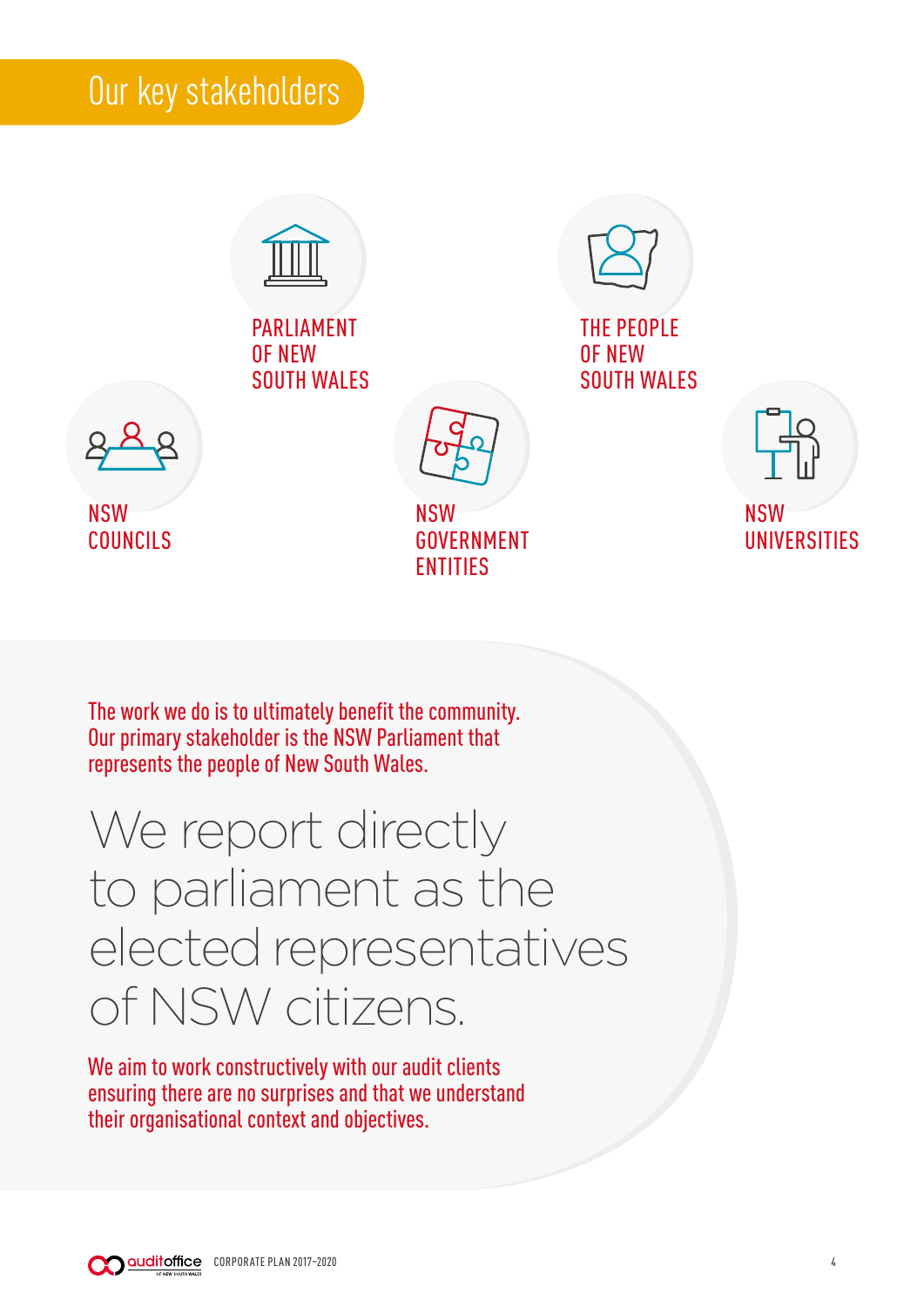# Our key stakeholders

PARLIAMENT OF NEW SOUTH WALES

THE PEOPLE OF NEW SOUTH WALES

NSW COUNCILS

NSW GOVERNMENT ENTITIES

NSW UNIVERSITIES

The work we do is to ultimately benefit the community. Our primary stakeholder is the NSW Parliament that represents the people of New South Wales.

We report directly to parliament as the elected representatives of NSW citizens.

We aim to work constructively with our audit clients ensuring there are no surprises and that we understand their organisational context and objectives.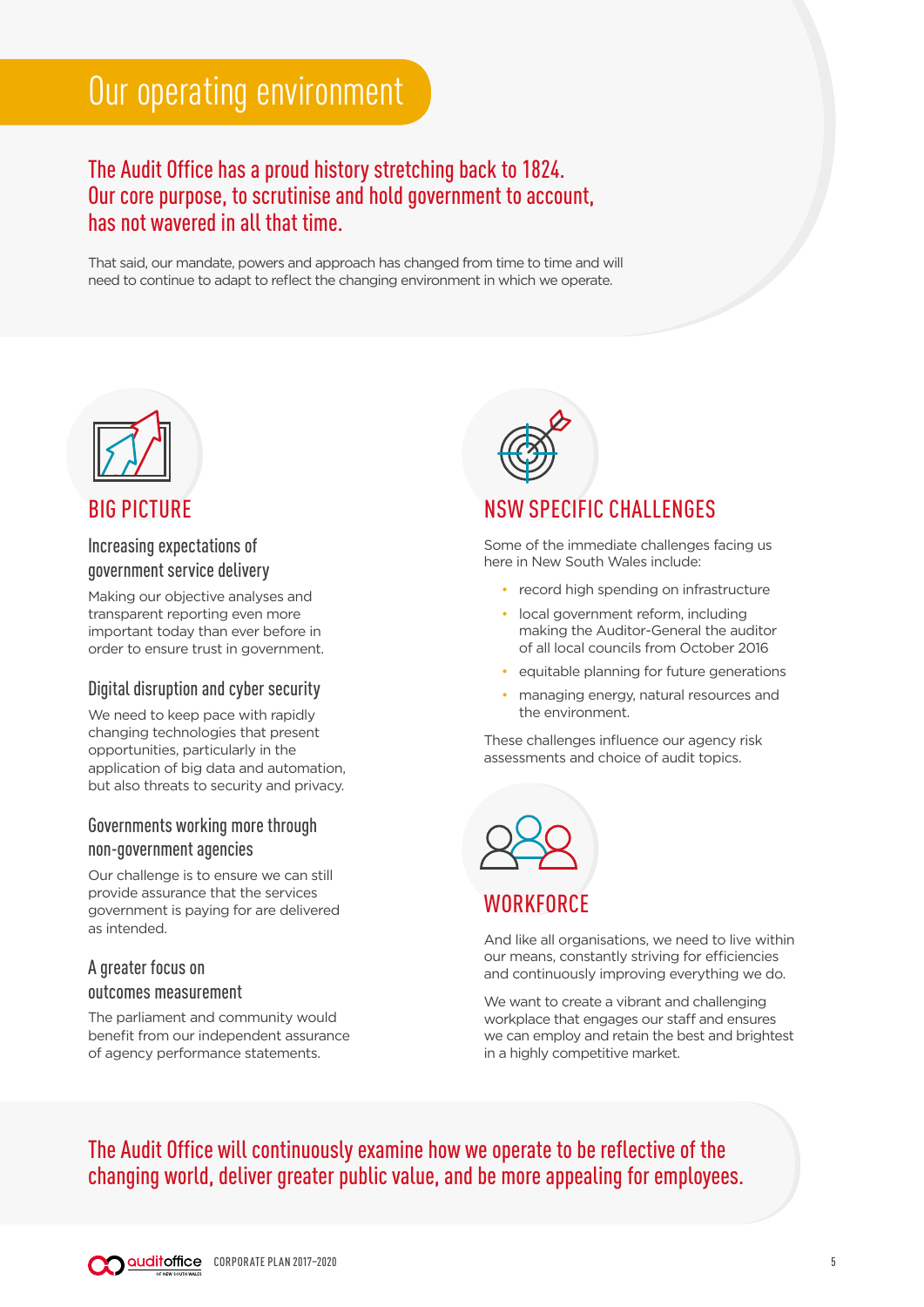# Our operating environment

## The Audit Office has a proud history stretching back to 1824. Our core purpose, to scrutinise and hold government to account, has not wavered in all that time.

That said, our mandate, powers and approach has changed from time to time and will need to continue to adapt to reflect the changing environment in which we operate.

## BIG PICTURE

### Increasing expectations of government service delivery

Making our objective analyses and transparent reporting even more important today than ever before in order to ensure trust in government.

### Digital disruption and cyber security

We need to keep pace with rapidly changing technologies that present opportunities, particularly in the application of big data and automation, but also threats to security and privacy.

### Governments working more through non-government agencies

Our challenge is to ensure we can still provide assurance that the services government is paying for are delivered as intended.

### A greater focus on outcomes measurement

The parliament and community would benefit from our independent assurance of agency performance statements.

## NSW SPECIFIC CHALLENGES

Some of the immediate challenges facing us here in New South Wales include:

- record high spending on infrastructure
- local government reform, including making the Auditor-General the auditor of all local councils from October 2016
- equitable planning for future generations
- managing energy, natural resources and the environment.

These challenges influence our agency risk assessments and choice of audit topics.

## WORKFORCE

And like all organisations, we need to live within our means, constantly striving for efficiencies and continuously improving everything we do.

We want to create a vibrant and challenging workplace that engages our staff and ensures we can employ and retain the best and brightest in a highly competitive market.

## The Audit Office will continuously examine how we operate to be reflective of the changing world, deliver greater public value, and be more appealing for employees.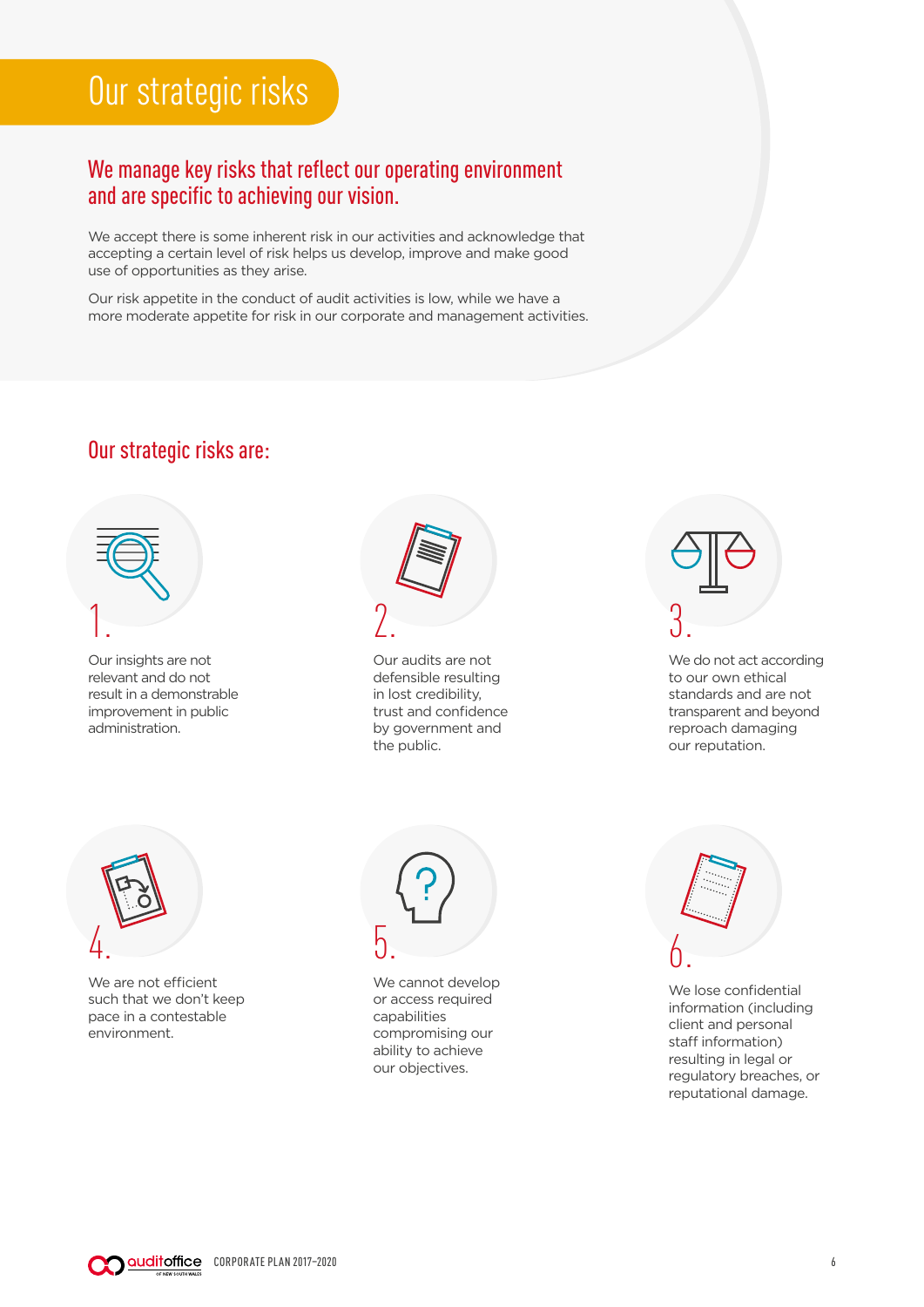# Our strategic risks

## We manage key risks that reflect our operating environment and are specific to achieving our vision.

We accept there is some inherent risk in our activities and acknowledge that accepting a certain level of risk helps us develop, improve and make good use of opportunities as they arise.

Our risk appetite in the conduct of audit activities is low, while we have a more moderate appetite for risk in our corporate and management activities.

## Our strategic risks are:

1. Our insights are not relevant and do not result in a demonstrable improvement in public administration.

2. Our audits are not defensible resulting in lost credibility, trust and confidence by government and the public.

3. We do not act according to our own ethical standards and are not transparent and beyond reproach damaging our reputation.

4. We are not efficient such that we don't keep pace in a contestable environment.

5. We cannot develop or access required capabilities compromising our ability to achieve our objectives.

6. We lose confidential information (including client and personal staff information) resulting in legal or regulatory breaches, or reputational damage.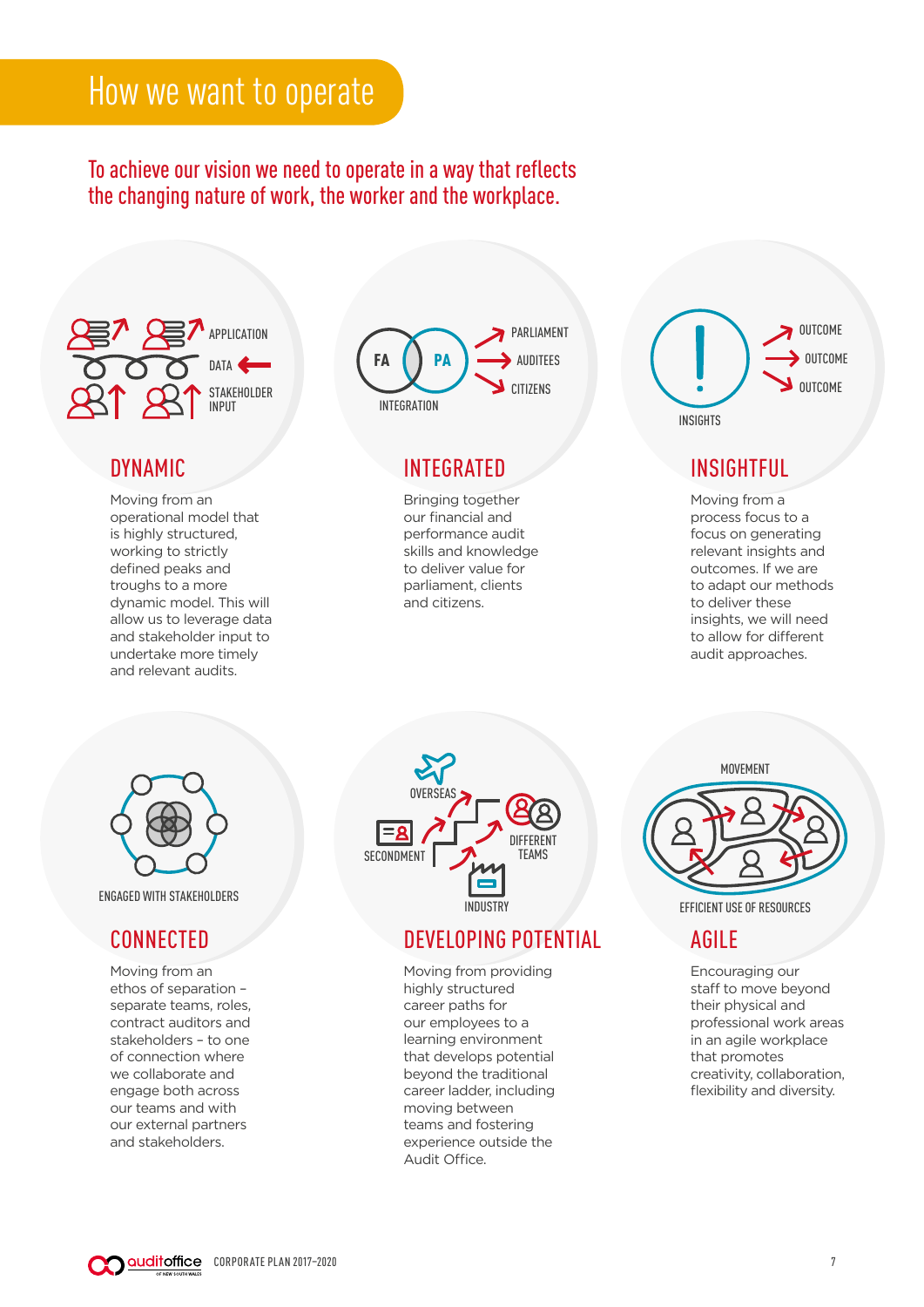# How we want to operate

## To achieve our vision we need to operate in a way that reflects the changing nature of work, the worker and the workplace.

APPLICATION
DATA
STAKEHOLDER INPUT

### DYNAMIC

Moving from an operational model that is highly structured, working to strictly defined peaks and troughs to a more dynamic model. This will allow us to leverage data and stakeholder input to undertake more timely and relevant audits.

FA PA
INTEGRATION
PARLIAMENT
AUDITEES
CITIZENS

### INTEGRATED

Bringing together our financial and performance audit skills and knowledge to deliver value for parliament, clients and citizens.

INSIGHTS
OUTCOME
OUTCOME
OUTCOME

### INSIGHTFUL

Moving from a process focus to a focus on generating relevant insights and outcomes. If we are to adapt our methods to deliver these insights, we will need to allow for different audit approaches.

ENGAGED WITH STAKEHOLDERS

### CONNECTED

Moving from an ethos of separation – separate teams, roles, contract auditors and stakeholders – to one of connection where we collaborate and engage both across our teams and with our external partners and stakeholders.

OVERSEAS
SECONDMENT
DIFFERENT TEAMS
INDUSTRY

### DEVELOPING POTENTIAL

Moving from providing highly structured career paths for our employees to a learning environment that develops potential beyond the traditional career ladder, including moving between teams and fostering experience outside the Audit Office.

MOVEMENT
EFFICIENT USE OF RESOURCES

### AGILE

Encouraging our staff to move beyond their physical and professional work areas in an agile workplace that promotes creativity, collaboration, flexibility and diversity.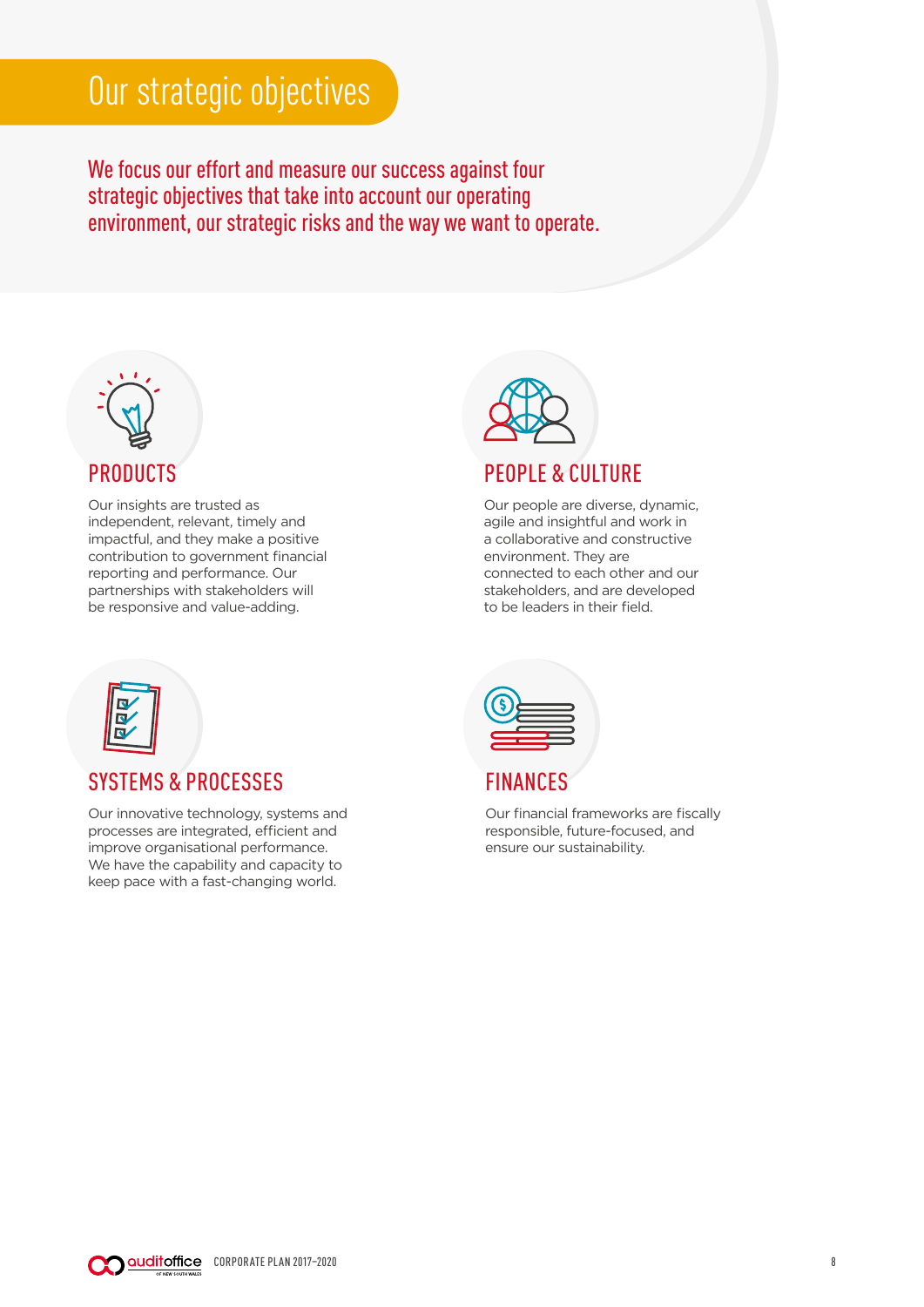# Our strategic objectives

**We focus our effort and measure our success against four strategic objectives that take into account our operating environment, our strategic risks and the way we want to operate.**

## PRODUCTS

Our insights are trusted as independent, relevant, timely and impactful, and they make a positive contribution to government financial reporting and performance. Our partnerships with stakeholders will be responsive and value-adding.

## PEOPLE & CULTURE

Our people are diverse, dynamic, agile and insightful and work in a collaborative and constructive environment. They are connected to each other and our stakeholders, and are developed to be leaders in their field.

## SYSTEMS & PROCESSES

Our innovative technology, systems and processes are integrated, efficient and improve organisational performance. We have the capability and capacity to keep pace with a fast-changing world.

## FINANCES

Our financial frameworks are fiscally responsible, future-focused, and ensure our sustainability.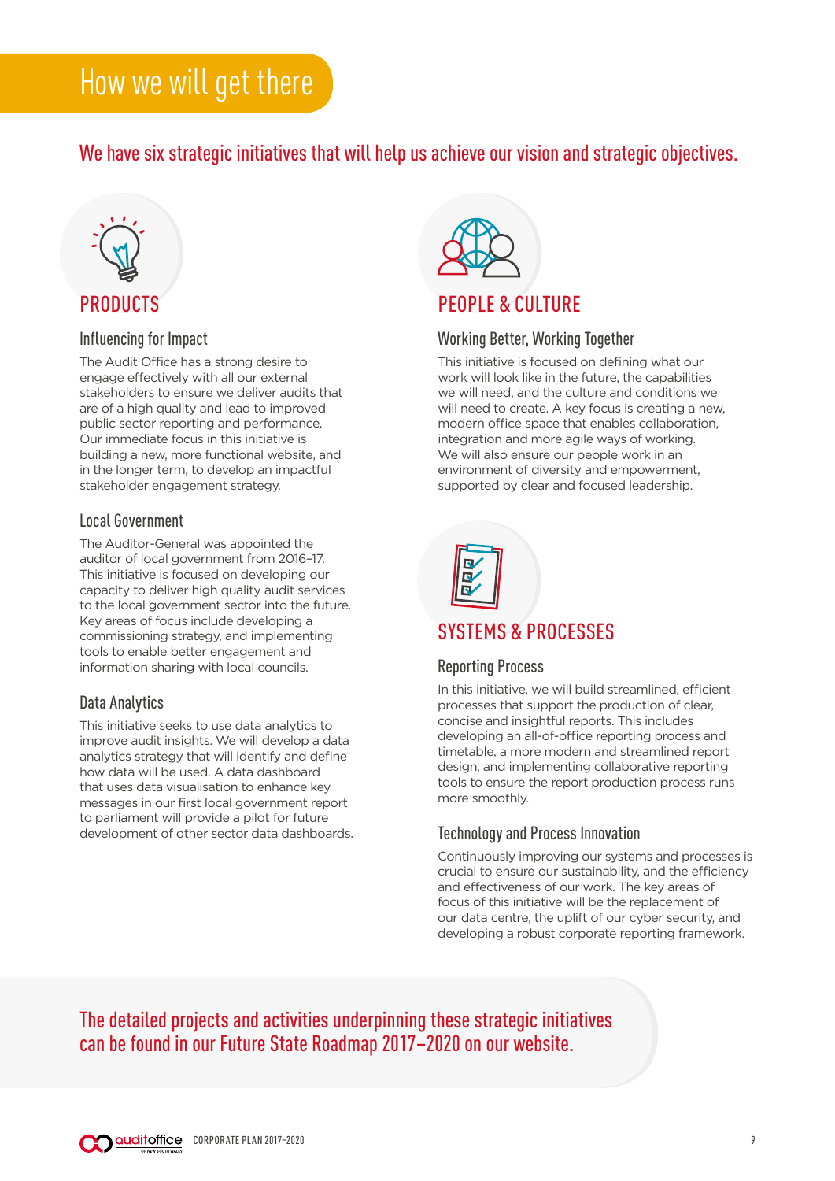# How we will get there

We have six strategic initiatives that will help us achieve our vision and strategic objectives.

## PRODUCTS

### Influencing for Impact

The Audit Office has a strong desire to engage effectively with all our external stakeholders to ensure we deliver audits that are of a high quality and lead to improved public sector reporting and performance. Our immediate focus in this initiative is building a new, more functional website, and in the longer term, to develop an impactful stakeholder engagement strategy.

### Local Government

The Auditor-General was appointed the auditor of local government from 2016–17. This initiative is focused on developing our capacity to deliver high quality audit services to the local government sector into the future. Key areas of focus include developing a commissioning strategy, and implementing tools to enable better engagement and information sharing with local councils.

### Data Analytics

This initiative seeks to use data analytics to improve audit insights. We will develop a data analytics strategy that will identify and define how data will be used. A data dashboard that uses data visualisation to enhance key messages in our first local government report to parliament will provide a pilot for future development of other sector data dashboards.

## PEOPLE & CULTURE

### Working Better, Working Together

This initiative is focused on defining what our work will look like in the future, the capabilities we will need, and the culture and conditions we will need to create. A key focus is creating a new, modern office space that enables collaboration, integration and more agile ways of working. We will also ensure our people work in an environment of diversity and empowerment, supported by clear and focused leadership.

## SYSTEMS & PROCESSES

### Reporting Process

In this initiative, we will build streamlined, efficient processes that support the production of clear, concise and insightful reports. This includes developing an all-of-office reporting process and timetable, a more modern and streamlined report design, and implementing collaborative reporting tools to ensure the report production process runs more smoothly.

### Technology and Process Innovation

Continuously improving our systems and processes is crucial to ensure our sustainability, and the efficiency and effectiveness of our work. The key areas of focus of this initiative will be the replacement of our data centre, the uplift of our cyber security, and developing a robust corporate reporting framework.

The detailed projects and activities underpinning these strategic initiatives can be found in our Future State Roadmap 2017–2020 on our website.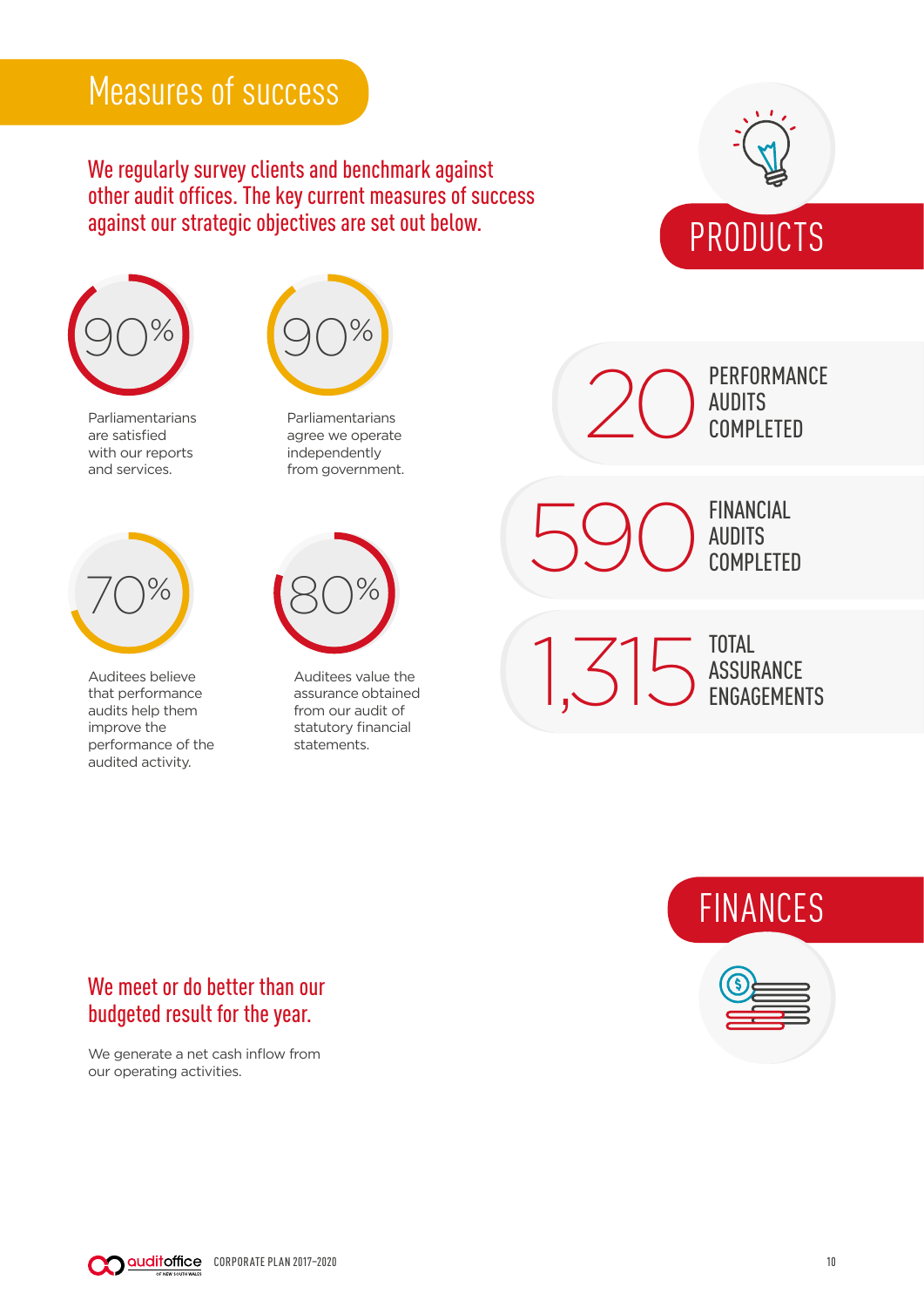# Measures of success

## We regularly survey clients and benchmark against other audit offices. The key current measures of success against our strategic objectives are set out below.

## PRODUCTS

**90%**

Parliamentarians are satisfied with our reports and services.

**90%**

Parliamentarians agree we operate independently from government.

**70%**

Auditees believe that performance audits help them improve the performance of the audited activity.

**80%**

Auditees value the assurance obtained from our audit of statutory financial statements.

**20** PERFORMANCE AUDITS COMPLETED

**590** FINANCIAL AUDITS COMPLETED

**1,315** TOTAL ASSURANCE ENGAGEMENTS

## FINANCES

### We meet or do better than our budgeted result for the year.

We generate a net cash inflow from our operating activities.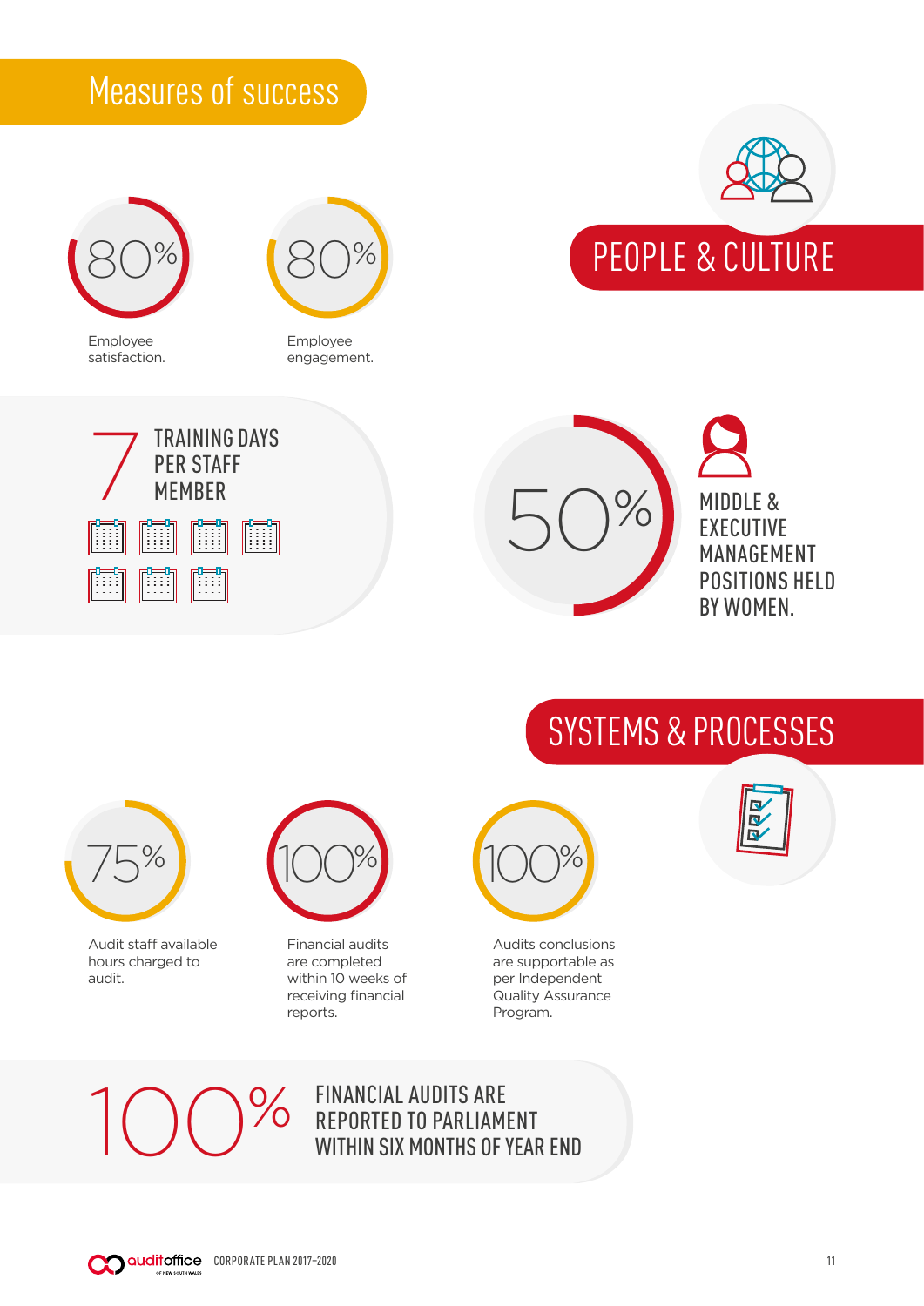# Measures of success

## PEOPLE & CULTURE

**80%**
Employee satisfaction.

**80%**
Employee engagement.

**7** TRAINING DAYS PER STAFF MEMBER

**50%** MIDDLE & EXECUTIVE MANAGEMENT POSITIONS HELD BY WOMEN.

## SYSTEMS & PROCESSES

**75%**
Audit staff available hours charged to audit.

**100%**
Financial audits are completed within 10 weeks of receiving financial reports.

**100%**
Audits conclusions are supportable as per Independent Quality Assurance Program.

**100%** FINANCIAL AUDITS ARE REPORTED TO PARLIAMENT WITHIN SIX MONTHS OF YEAR END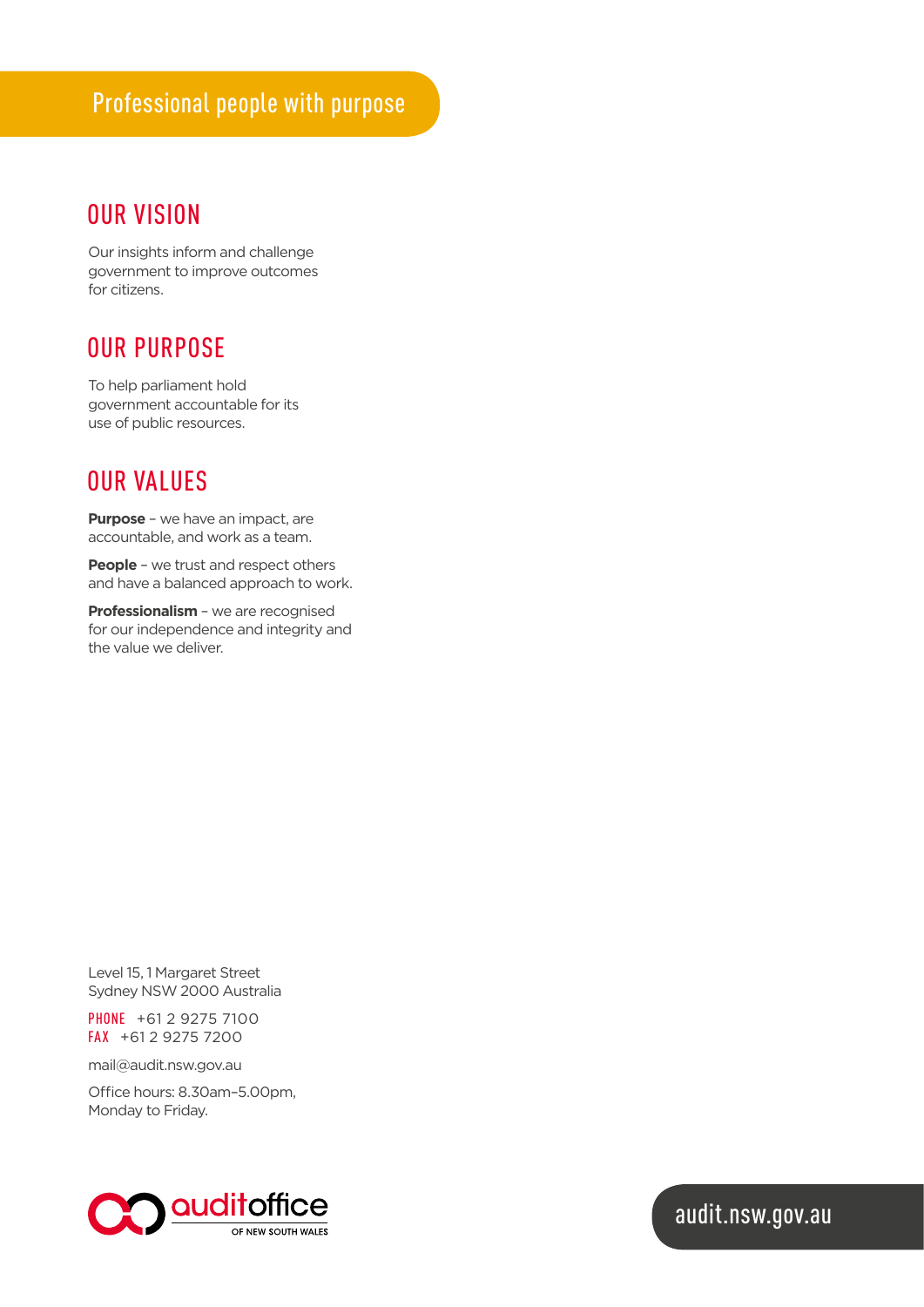Professional people with purpose

## OUR VISION

Our insights inform and challenge government to improve outcomes for citizens.

## OUR PURPOSE

To help parliament hold government accountable for its use of public resources.

## OUR VALUES

**Purpose** – we have an impact, are accountable, and work as a team.

**People** – we trust and respect others and have a balanced approach to work.

**Professionalism** – we are recognised for our independence and integrity and the value we deliver.

Level 15, 1 Margaret Street
Sydney NSW 2000 Australia

PHONE +61 2 9275 7100
FAX +61 2 9275 7200

mail@audit.nsw.gov.au

Office hours: 8.30am–5.00pm,
Monday to Friday.

auditoffice OF NEW SOUTH WALES

audit.nsw.gov.au